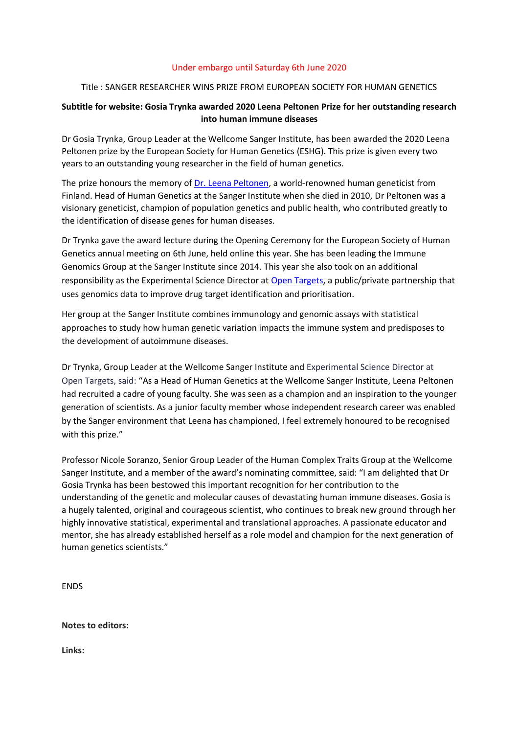Under embargo until Saturday 6th June 2020

Title : SANGER RESEARCHER WINS PRIZE FROM EUROPEAN SOCIETY FOR HUMAN GENETICS

**Subtitle for website: Gosia Trynka awarded 2020 Leena Peltonen Prize for her outstanding research into human immune diseases**

Dr Gosia Trynka, Group Leader at the Wellcome Sanger Institute, has been awarded the 2020 Leena Peltonen prize by the European Society for Human Genetics (ESHG). This prize is given every two years to an outstanding young researcher in the field of human genetics.

The prize honours the memory of Dr. Leena Peltonen, a world-renowned human geneticist from Finland. Head of Human Genetics at the Sanger Institute when she died in 2010, Dr Peltonen was a visionary geneticist, champion of population genetics and public health, who contributed greatly to the identification of disease genes for human diseases.

Dr Trynka gave the award lecture during the Opening Ceremony for the European Society of Human Genetics annual meeting on 6th June, held online this year. She has been leading the Immune Genomics Group at the Sanger Institute since 2014. This year she also took on an additional responsibility as the Experimental Science Director at Open Targets, a public/private partnership that uses genomics data to improve drug target identification and prioritisation.

Her group at the Sanger Institute combines immunology and genomic assays with statistical approaches to study how human genetic variation impacts the immune system and predisposes to the development of autoimmune diseases.

Dr Trynka, Group Leader at the Wellcome Sanger Institute and Experimental Science Director at Open Targets, said: "As a Head of Human Genetics at the Wellcome Sanger Institute, Leena Peltonen had recruited a cadre of young faculty. She was seen as a champion and an inspiration to the younger generation of scientists. As a junior faculty member whose independent research career was enabled by the Sanger environment that Leena has championed, I feel extremely honoured to be recognised with this prize."

Professor Nicole Soranzo, Senior Group Leader of the Human Complex Traits Group at the Wellcome Sanger Institute, and a member of the award's nominating committee, said: "I am delighted that Dr Gosia Trynka has been bestowed this important recognition for her contribution to the understanding of the genetic and molecular causes of devastating human immune diseases. Gosia is a hugely talented, original and courageous scientist, who continues to break new ground through her highly innovative statistical, experimental and translational approaches. A passionate educator and mentor, she has already established herself as a role model and champion for the next generation of human genetics scientists."

ENDS

**Notes to editors:**

**Links:**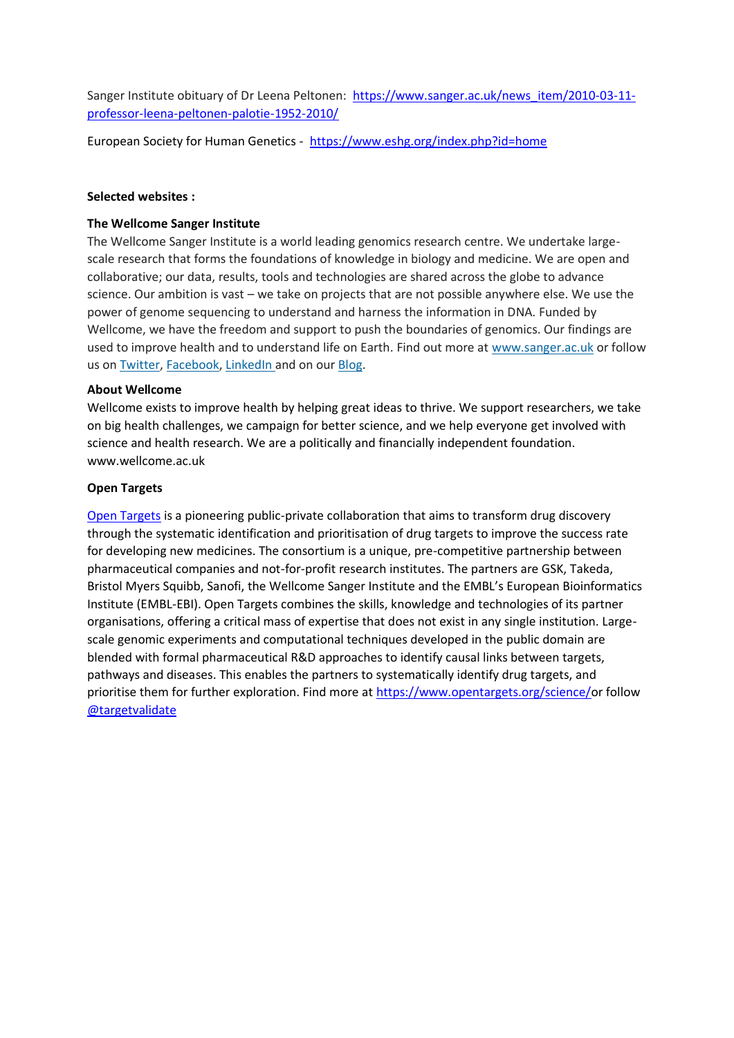Sanger Institute obituary of Dr Leena Peltonen: [https://www.sanger.ac.uk/news_item/2010-03-11-professor-leena-peltonen-palotie-1952-2010/](https://www.sanger.ac.uk/news_item/2010-03-11-professor-leena-peltonen-palotie-1952-2010/)

European Society for Human Genetics - [https://www.eshg.org/index.php?id=home](https://www.eshg.org/index.php?id=home)

**Selected websites :**

**The Wellcome Sanger Institute**

The Wellcome Sanger Institute is a world leading genomics research centre. We undertake large-scale research that forms the foundations of knowledge in biology and medicine. We are open and collaborative; our data, results, tools and technologies are shared across the globe to advance science. Our ambition is vast – we take on projects that are not possible anywhere else. We use the power of genome sequencing to understand and harness the information in DNA. Funded by Wellcome, we have the freedom and support to push the boundaries of genomics. Our findings are used to improve health and to understand life on Earth. Find out more at [www.sanger.ac.uk](www.sanger.ac.uk) or follow us on Twitter, Facebook, LinkedIn and on our Blog.

**About Wellcome**

Wellcome exists to improve health by helping great ideas to thrive. We support researchers, we take on big health challenges, we campaign for better science, and we help everyone get involved with science and health research. We are a politically and financially independent foundation. www.wellcome.ac.uk

**Open Targets**

Open Targets is a pioneering public-private collaboration that aims to transform drug discovery through the systematic identification and prioritisation of drug targets to improve the success rate for developing new medicines. The consortium is a unique, pre-competitive partnership between pharmaceutical companies and not-for-profit research institutes. The partners are GSK, Takeda, Bristol Myers Squibb, Sanofi, the Wellcome Sanger Institute and the EMBL's European Bioinformatics Institute (EMBL-EBI). Open Targets combines the skills, knowledge and technologies of its partner organisations, offering a critical mass of expertise that does not exist in any single institution. Large-scale genomic experiments and computational techniques developed in the public domain are blended with formal pharmaceutical R&D approaches to identify causal links between targets, pathways and diseases. This enables the partners to systematically identify drug targets, and prioritise them for further exploration. Find more at [https://www.opentargets.org/science/](https://www.opentargets.org/science/)or follow @targetvalidate